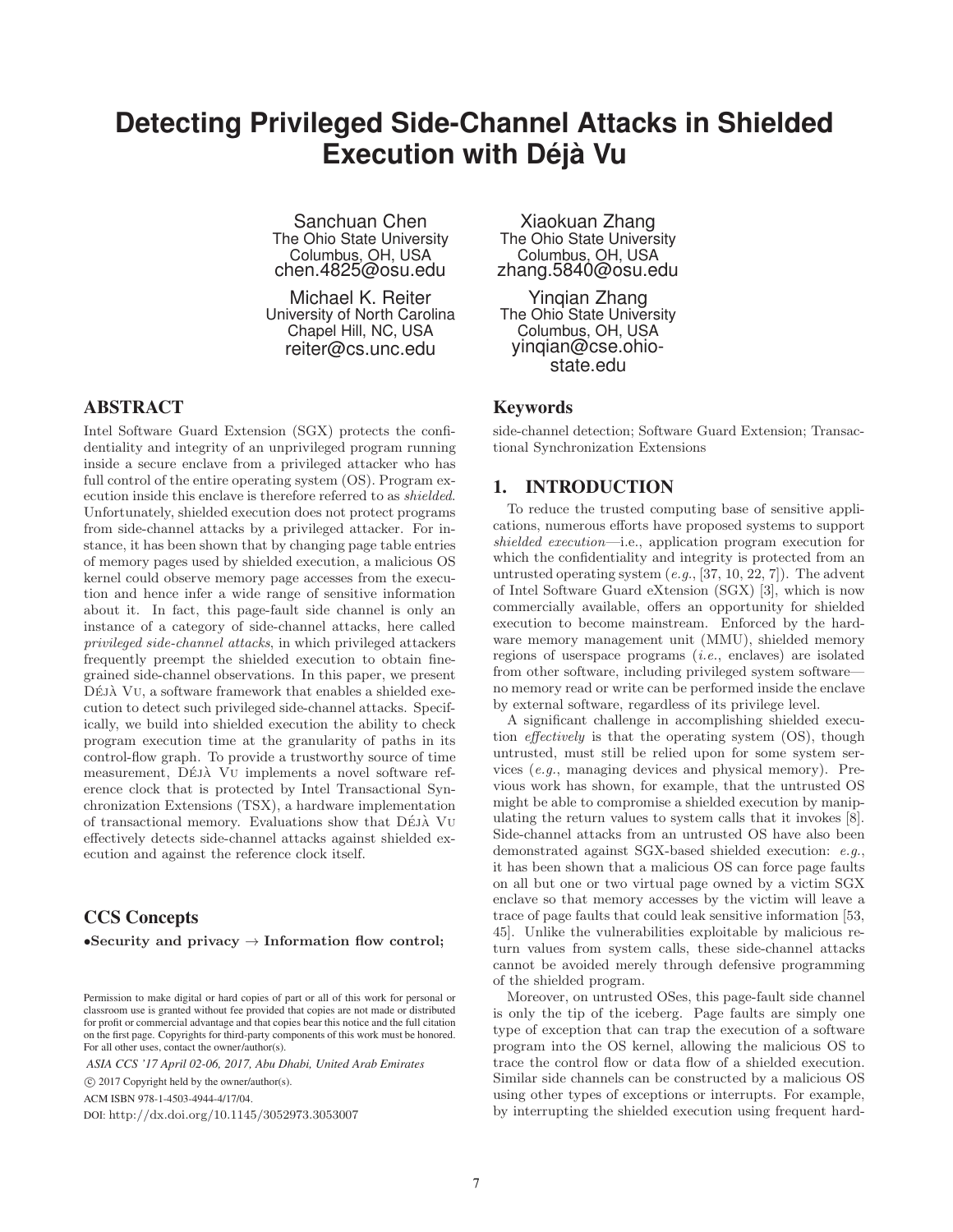# Detecting Privileged Side-Channel Attacks in Shielded Execution with Déjà Vu

Sanchuan Chen
The Ohio State University
Columbus, OH, USA
chen.4825@osu.edu

Xiaokuan Zhang
The Ohio State University
Columbus, OH, USA
zhang.5840@osu.edu

Michael K. Reiter
University of North Carolina
Chapel Hill, NC, USA
reiter@cs.unc.edu

Yinqian Zhang
The Ohio State University
Columbus, OH, USA
yinqian@cse.ohio-state.edu

## ABSTRACT

Intel Software Guard Extension (SGX) protects the confidentiality and integrity of an unprivileged program running inside a secure enclave from a privileged attacker who has full control of the entire operating system (OS). Program execution inside this enclave is therefore referred to as *shielded*. Unfortunately, shielded execution does not protect programs from side-channel attacks by a privileged attacker. For instance, it has been shown that by changing page table entries of memory pages used by shielded execution, a malicious OS kernel could observe memory page accesses from the execution and hence infer a wide range of sensitive information about it. In fact, this page-fault side channel is only an instance of a category of side-channel attacks, here called *privileged side-channel attacks*, in which privileged attackers frequently preempt the shielded execution to obtain fine-grained side-channel observations. In this paper, we present Déjà Vu, a software framework that enables a shielded execution to detect such privileged side-channel attacks. Specifically, we build into shielded execution the ability to check program execution time at the granularity of paths in its control-flow graph. To provide a trustworthy source of time measurement, Déjà Vu implements a novel software reference clock that is protected by Intel Transactional Synchronization Extensions (TSX), a hardware implementation of transactional memory. Evaluations show that Déjà Vu effectively detects side-channel attacks against shielded execution and against the reference clock itself.

## CCS Concepts

•**Security and privacy** → **Information flow control;**

Permission to make digital or hard copies of part or all of this work for personal or classroom use is granted without fee provided that copies are not made or distributed for profit or commercial advantage and that copies bear this notice and the full citation on the first page. Copyrights for third-party components of this work must be honored. For all other uses, contact the owner/author(s).

*ASIA CCS '17 April 02-06, 2017, Abu Dhabi, United Arab Emirates*

© 2017 Copyright held by the owner/author(s).

ACM ISBN 978-1-4503-4944-4/17/04.

DOI: http://dx.doi.org/10.1145/3052973.3053007

## Keywords

side-channel detection; Software Guard Extension; Transactional Synchronization Extensions

## 1. INTRODUCTION

To reduce the trusted computing base of sensitive applications, numerous efforts have proposed systems to support *shielded execution*—i.e., application program execution for which the confidentiality and integrity is protected from an untrusted operating system (*e.g.*, [37, 10, 22, 7]). The advent of Intel Software Guard eXtension (SGX) [3], which is now commercially available, offers an opportunity for shielded execution to become mainstream. Enforced by the hardware memory management unit (MMU), shielded memory regions of userspace programs (*i.e.*, enclaves) are isolated from other software, including privileged system software—no memory read or write can be performed inside the enclave by external software, regardless of its privilege level.

A significant challenge in accomplishing shielded execution *effectively* is that the operating system (OS), though untrusted, must still be relied upon for some system services (*e.g.*, managing devices and physical memory). Previous work has shown, for example, that the untrusted OS might be able to compromise a shielded execution by manipulating the return values to system calls that it invokes [8]. Side-channel attacks from an untrusted OS have also been demonstrated against SGX-based shielded execution: *e.g.*, it has been shown that a malicious OS can force page faults on all but one or two virtual page owned by a victim SGX enclave so that memory accesses by the victim will leave a trace of page faults that could leak sensitive information [53, 45]. Unlike the vulnerabilities exploitable by malicious return values from system calls, these side-channel attacks cannot be avoided merely through defensive programming of the shielded program.

Moreover, on untrusted OSes, this page-fault side channel is only the tip of the iceberg. Page faults are simply one type of exception that can trap the execution of a software program into the OS kernel, allowing the malicious OS to trace the control flow or data flow of a shielded execution. Similar side channels can be constructed by a malicious OS using other types of exceptions or interrupts. For example, by interrupting the shielded execution using frequent hard-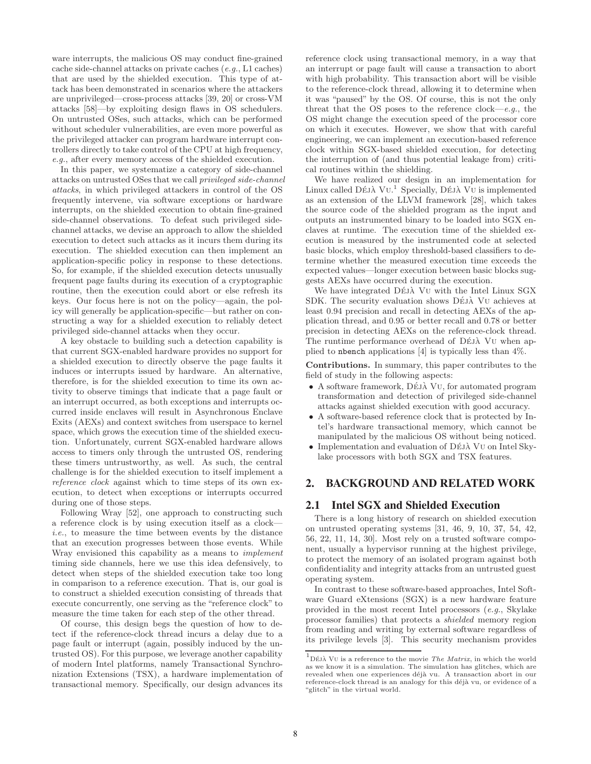ware interrupts, the malicious OS may conduct fine-grained cache side-channel attacks on private caches (*e.g.*, L1 caches) that are used by the shielded execution. This type of attack has been demonstrated in scenarios where the attackers are unprivileged—cross-process attacks [39, 20] or cross-VM attacks [58]—by exploiting design flaws in OS schedulers. On untrusted OSes, such attacks, which can be performed without scheduler vulnerabilities, are even more powerful as the privileged attacker can program hardware interrupt controllers directly to take control of the CPU at high frequency, *e.g.*, after every memory access of the shielded execution.

In this paper, we systematize a category of side-channel attacks on untrusted OSes that we call *privileged side-channel attacks*, in which privileged attackers in control of the OS frequently intervene, via software exceptions or hardware interrupts, on the shielded execution to obtain fine-grained side-channel observations. To defeat such privileged side-channel attacks, we devise an approach to allow the shielded execution to detect such attacks as it incurs them during its execution. The shielded execution can then implement an application-specific policy in response to these detections. So, for example, if the shielded execution detects unusually frequent page faults during its execution of a cryptographic routine, then the execution could abort or else refresh its keys. Our focus here is not on the policy—again, the policy will generally be application-specific—but rather on constructing a way for a shielded execution to reliably detect privileged side-channel attacks when they occur.

A key obstacle to building such a detection capability is that current SGX-enabled hardware provides no support for a shielded execution to directly observe the page faults it induces or interrupts issued by hardware. An alternative, therefore, is for the shielded execution to time its own activity to observe timings that indicate that a page fault or an interrupt occurred, as both exceptions and interrupts occurred inside enclaves will result in Asynchronous Enclave Exits (AEXs) and context switches from userspace to kernel space, which grows the execution time of the shielded execution. Unfortunately, current SGX-enabled hardware allows access to timers only through the untrusted OS, rendering these timers untrustworthy, as well. As such, the central challenge is for the shielded execution to itself implement a *reference clock* against which to time steps of its own execution, to detect when exceptions or interrupts occurred during one of those steps.

Following Wray [52], one approach to constructing such a reference clock is by using execution itself as a clock—*i.e.*, to measure the time between events by the distance that an execution progresses between those events. While Wray envisioned this capability as a means to *implement* timing side channels, here we use this idea defensively, to detect when steps of the shielded execution take too long in comparison to a reference execution. That is, our goal is to construct a shielded execution consisting of threads that execute concurrently, one serving as the "reference clock" to measure the time taken for each step of the other thread.

Of course, this design begs the question of how to detect if the reference-clock thread incurs a delay due to a page fault or interrupt (again, possibly induced by the untrusted OS). For this purpose, we leverage another capability of modern Intel platforms, namely Transactional Synchronization Extensions (TSX), a hardware implementation of transactional memory. Specifically, our design advances its reference clock using transactional memory, in a way that an interrupt or page fault will cause a transaction to abort with high probability. This transaction abort will be visible to the reference-clock thread, allowing it to determine when it was "paused" by the OS. Of course, this is not the only threat that the OS poses to the reference clock—*e.g.*, the OS might change the execution speed of the processor core on which it executes. However, we show that with careful engineering, we can implement an execution-based reference clock within SGX-based shielded execution, for detecting the interruption of (and thus potential leakage from) critical routines within the shielding.

We have realized our design in an implementation for Linux called DÉJÀ VU.[1] Specially, DÉJÀ VU is implemented as an extension of the LLVM framework [28], which takes the source code of the shielded program as the input and outputs an instrumented binary to be loaded into SGX enclaves at runtime. The execution time of the shielded execution is measured by the instrumented code at selected basic blocks, which employ threshold-based classifiers to determine whether the measured execution time exceeds the expected values—longer execution between basic blocks suggests AEXs have occurred during the execution.

We have integrated DÉJÀ VU with the Intel Linux SGX SDK. The security evaluation shows DÉJÀ VU achieves at least 0.94 precision and recall in detecting AEXs of the application thread, and 0.95 or better recall and 0.78 or better precision in detecting AEXs on the reference-clock thread. The runtime performance overhead of DÉJÀ VU when applied to `nbench` applications [4] is typically less than 4%.

**Contributions.** In summary, this paper contributes to the field of study in the following aspects:

- A software framework, DÉJÀ VU, for automated program transformation and detection of privileged side-channel attacks against shielded execution with good accuracy.
- A software-based reference clock that is protected by Intel's hardware transactional memory, which cannot be manipulated by the malicious OS without being noticed.
- Implementation and evaluation of DÉJÀ VU on Intel Skylake processors with both SGX and TSX features.

## 2. BACKGROUND AND RELATED WORK

### 2.1 Intel SGX and Shielded Execution

There is a long history of research on shielded execution on untrusted operating systems [31, 46, 9, 10, 37, 54, 42, 56, 22, 11, 14, 30]. Most rely on a trusted software component, usually a hypervisor running at the highest privilege, to protect the memory of an isolated program against both confidentiality and integrity attacks from an untrusted guest operating system.

In contrast to these software-based approaches, Intel Software Guard eXtensions (SGX) is a new hardware feature provided in the most recent Intel processors (*e.g.*, Skylake processor families) that protects a *shielded* memory region from reading and writing by external software regardless of its privilege levels [3]. This security mechanism provides

[1] DÉJÀ VU is a reference to the movie *The Matrix*, in which the world as we know it is a simulation. The simulation has glitches, which are revealed when one experiences déjà vu. A transaction abort in our reference-clock thread is an analogy for this déjà vu, or evidence of a "glitch" in the virtual world.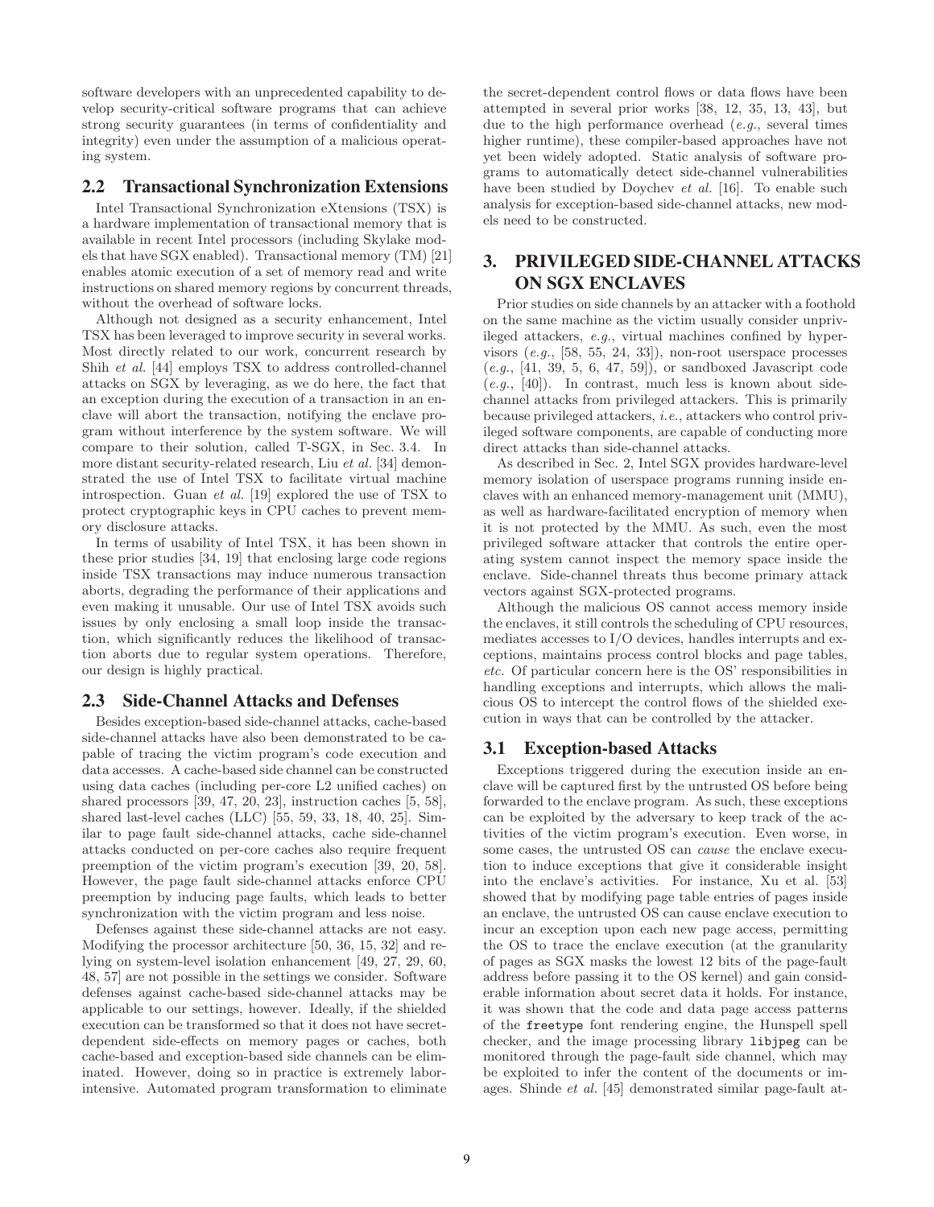software developers with an unprecedented capability to develop security-critical software programs that can achieve strong security guarantees (in terms of confidentiality and integrity) even under the assumption of a malicious operating system.

## 2.2 Transactional Synchronization Extensions

Intel Transactional Synchronization eXtensions (TSX) is a hardware implementation of transactional memory that is available in recent Intel processors (including Skylake models that have SGX enabled). Transactional memory (TM) [21] enables atomic execution of a set of memory read and write instructions on shared memory regions by concurrent threads, without the overhead of software locks.

Although not designed as a security enhancement, Intel TSX has been leveraged to improve security in several works. Most directly related to our work, concurrent research by Shih *et al.* [44] employs TSX to address controlled-channel attacks on SGX by leveraging, as we do here, the fact that an exception during the execution of a transaction in an enclave will abort the transaction, notifying the enclave program without interference by the system software. We will compare to their solution, called T-SGX, in Sec. 3.4. In more distant security-related research, Liu *et al.* [34] demonstrated the use of Intel TSX to facilitate virtual machine introspection. Guan *et al.* [19] explored the use of TSX to protect cryptographic keys in CPU caches to prevent memory disclosure attacks.

In terms of usability of Intel TSX, it has been shown in these prior studies [34, 19] that enclosing large code regions inside TSX transactions may induce numerous transaction aborts, degrading the performance of their applications and even making it unusable. Our use of Intel TSX avoids such issues by only enclosing a small loop inside the transaction, which significantly reduces the likelihood of transaction aborts due to regular system operations. Therefore, our design is highly practical.

## 2.3 Side-Channel Attacks and Defenses

Besides exception-based side-channel attacks, cache-based side-channel attacks have also been demonstrated to be capable of tracing the victim program's code execution and data accesses. A cache-based side channel can be constructed using data caches (including per-core L2 unified caches) on shared processors [39, 47, 20, 23], instruction caches [5, 58], shared last-level caches (LLC) [55, 59, 33, 18, 40, 25]. Similar to page fault side-channel attacks, cache side-channel attacks conducted on per-core caches also require frequent preemption of the victim program's execution [39, 20, 58]. However, the page fault side-channel attacks enforce CPU preemption by inducing page faults, which leads to better synchronization with the victim program and less noise.

Defenses against these side-channel attacks are not easy. Modifying the processor architecture [50, 36, 15, 32] and relying on system-level isolation enhancement [49, 27, 29, 60, 48, 57] are not possible in the settings we consider. Software defenses against cache-based side-channel attacks may be applicable to our settings, however. Ideally, if the shielded execution can be transformed so that it does not have secret-dependent side-effects on memory pages or caches, both cache-based and exception-based side channels can be eliminated. However, doing so in practice is extremely labor-intensive. Automated program transformation to eliminate the secret-dependent control flows or data flows have been attempted in several prior works [38, 12, 35, 13, 43], but due to the high performance overhead (*e.g.*, several times higher runtime), these compiler-based approaches have not yet been widely adopted. Static analysis of software programs to automatically detect side-channel vulnerabilities have been studied by Doychev *et al.* [16]. To enable such analysis for exception-based side-channel attacks, new models need to be constructed.

# 3. PRIVILEGED SIDE-CHANNEL ATTACKS ON SGX ENCLAVES

Prior studies on side channels by an attacker with a foothold on the same machine as the victim usually consider unprivileged attackers, *e.g.*, virtual machines confined by hypervisors (*e.g.*, [58, 55, 24, 33]), non-root userspace processes (*e.g.*, [41, 39, 5, 6, 47, 59]), or sandboxed Javascript code (*e.g.*, [40]). In contrast, much less is known about side-channel attacks from privileged attackers. This is primarily because privileged attackers, *i.e.*, attackers who control privileged software components, are capable of conducting more direct attacks than side-channel attacks.

As described in Sec. 2, Intel SGX provides hardware-level memory isolation of userspace programs running inside enclaves with an enhanced memory-management unit (MMU), as well as hardware-facilitated encryption of memory when it is not protected by the MMU. As such, even the most privileged software attacker that controls the entire operating system cannot inspect the memory space inside the enclave. Side-channel threats thus become primary attack vectors against SGX-protected programs.

Although the malicious OS cannot access memory inside the enclaves, it still controls the scheduling of CPU resources, mediates accesses to I/O devices, handles interrupts and exceptions, maintains process control blocks and page tables, *etc.* Of particular concern here is the OS' responsibilities in handling exceptions and interrupts, which allows the malicious OS to intercept the control flows of the shielded execution in ways that can be controlled by the attacker.

## 3.1 Exception-based Attacks

Exceptions triggered during the execution inside an enclave will be captured first by the untrusted OS before being forwarded to the enclave program. As such, these exceptions can be exploited by the adversary to keep track of the activities of the victim program's execution. Even worse, in some cases, the untrusted OS can *cause* the enclave execution to induce exceptions that give it considerable insight into the enclave's activities. For instance, Xu et al. [53] showed that by modifying page table entries of pages inside an enclave, the untrusted OS can cause enclave execution to incur an exception upon each new page access, permitting the OS to trace the enclave execution (at the granularity of pages as SGX masks the lowest 12 bits of the page-fault address before passing it to the OS kernel) and gain considerable information about secret data it holds. For instance, it was shown that the code and data page access patterns of the `freetype` font rendering engine, the Hunspell spell checker, and the image processing library `libjpeg` can be monitored through the page-fault side channel, which may be exploited to infer the content of the documents or images. Shinde *et al.* [45] demonstrated similar page-fault at-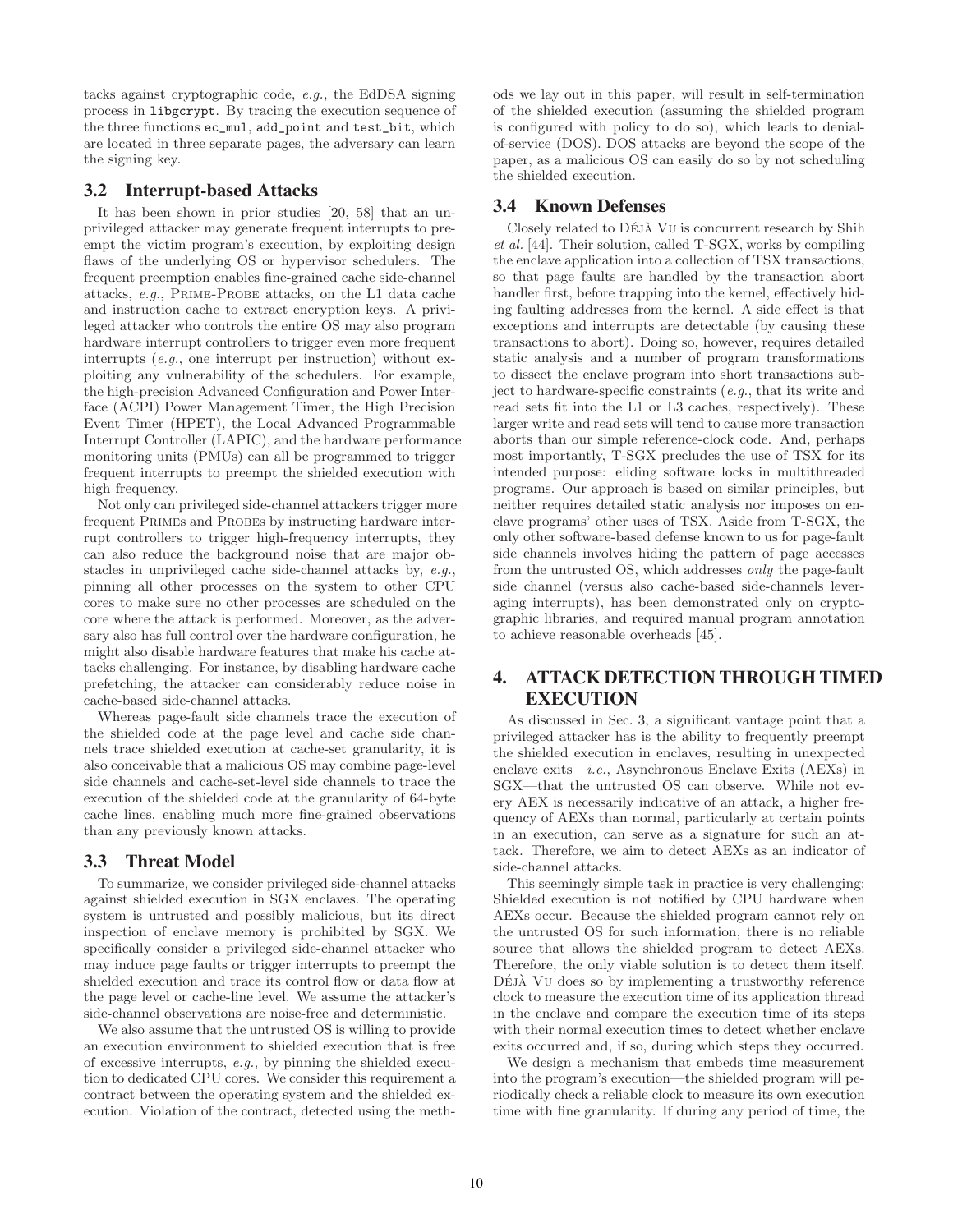tacks against cryptographic code, *e.g.*, the EdDSA signing process in `libgcrypt`. By tracing the execution sequence of the three functions `ec_mul`, `add_point` and `test_bit`, which are located in three separate pages, the adversary can learn the signing key.

### 3.2 Interrupt-based Attacks

It has been shown in prior studies [20, 58] that an unprivileged attacker may generate frequent interrupts to preempt the victim program's execution, by exploiting design flaws of the underlying OS or hypervisor schedulers. The frequent preemption enables fine-grained cache side-channel attacks, *e.g.*, PRIME-PROBE attacks, on the L1 data cache and instruction cache to extract encryption keys. A privileged attacker who controls the entire OS may also program hardware interrupt controllers to trigger even more frequent interrupts (*e.g.*, one interrupt per instruction) without exploiting any vulnerability of the schedulers. For example, the high-precision Advanced Configuration and Power Interface (ACPI) Power Management Timer, the High Precision Event Timer (HPET), the Local Advanced Programmable Interrupt Controller (LAPIC), and the hardware performance monitoring units (PMUs) can all be programmed to trigger frequent interrupts to preempt the shielded execution with high frequency.

Not only can privileged side-channel attackers trigger more frequent PRIMEs and PROBEs by instructing hardware interrupt controllers to trigger high-frequency interrupts, they can also reduce the background noise that are major obstacles in unprivileged cache side-channel attacks by, *e.g.*, pinning all other processes on the system to other CPU cores to make sure no other processes are scheduled on the core where the attack is performed. Moreover, as the adversary also has full control over the hardware configuration, he might also disable hardware features that make his cache attacks challenging. For instance, by disabling hardware cache prefetching, the attacker can considerably reduce noise in cache-based side-channel attacks.

Whereas page-fault side channels trace the execution of the shielded code at the page level and cache side channels trace shielded execution at cache-set granularity, it is also conceivable that a malicious OS may combine page-level side channels and cache-set-level side channels to trace the execution of the shielded code at the granularity of 64-byte cache lines, enabling much more fine-grained observations than any previously known attacks.

### 3.3 Threat Model

To summarize, we consider privileged side-channel attacks against shielded execution in SGX enclaves. The operating system is untrusted and possibly malicious, but its direct inspection of enclave memory is prohibited by SGX. We specifically consider a privileged side-channel attacker who may induce page faults or trigger interrupts to preempt the shielded execution and trace its control flow or data flow at the page level or cache-line level. We assume the attacker's side-channel observations are noise-free and deterministic.

We also assume that the untrusted OS is willing to provide an execution environment to shielded execution that is free of excessive interrupts, *e.g.*, by pinning the shielded execution to dedicated CPU cores. We consider this requirement a contract between the operating system and the shielded execution. Violation of the contract, detected using the methods we lay out in this paper, will result in self-termination of the shielded execution (assuming the shielded program is configured with policy to do so), which leads to denial-of-service (DOS). DOS attacks are beyond the scope of the paper, as a malicious OS can easily do so by not scheduling the shielded execution.

### 3.4 Known Defenses

Closely related to DÉJÀ VU is concurrent research by Shih *et al.* [44]. Their solution, called T-SGX, works by compiling the enclave application into a collection of TSX transactions, so that page faults are handled by the transaction abort handler first, before trapping into the kernel, effectively hiding faulting addresses from the kernel. A side effect is that exceptions and interrupts are detectable (by causing these transactions to abort). Doing so, however, requires detailed static analysis and a number of program transformations to dissect the enclave program into short transactions subject to hardware-specific constraints (*e.g.*, that its write and read sets fit into the L1 or L3 caches, respectively). These larger write and read sets will tend to cause more transaction aborts than our simple reference-clock code. And, perhaps most importantly, T-SGX precludes the use of TSX for its intended purpose: eliding software locks in multithreaded programs. Our approach is based on similar principles, but neither requires detailed static analysis nor imposes on enclave programs' other uses of TSX. Aside from T-SGX, the only other software-based defense known to us for page-fault side channels involves hiding the pattern of page accesses from the untrusted OS, which addresses *only* the page-fault side channel (versus also cache-based side-channels leveraging interrupts), has been demonstrated only on cryptographic libraries, and required manual program annotation to achieve reasonable overheads [45].

## 4. ATTACK DETECTION THROUGH TIMED EXECUTION

As discussed in Sec. 3, a significant vantage point that a privileged attacker has is the ability to frequently preempt the shielded execution in enclaves, resulting in unexpected enclave exits—*i.e.*, Asynchronous Enclave Exits (AEXs) in SGX—that the untrusted OS can observe. While not every AEX is necessarily indicative of an attack, a higher frequency of AEXs than normal, particularly at certain points in an execution, can serve as a signature for such an attack. Therefore, we aim to detect AEXs as an indicator of side-channel attacks.

This seemingly simple task in practice is very challenging: Shielded execution is not notified by CPU hardware when AEXs occur. Because the shielded program cannot rely on the untrusted OS for such information, there is no reliable source that allows the shielded program to detect AEXs. Therefore, the only viable solution is to detect them itself. DÉJÀ VU does so by implementing a trustworthy reference clock to measure the execution time of its application thread in the enclave and compare the execution time of its steps with their normal execution times to detect whether enclave exits occurred and, if so, during which steps they occurred.

We design a mechanism that embeds time measurement into the program's execution—the shielded program will periodically check a reliable clock to measure its own execution time with fine granularity. If during any period of time, the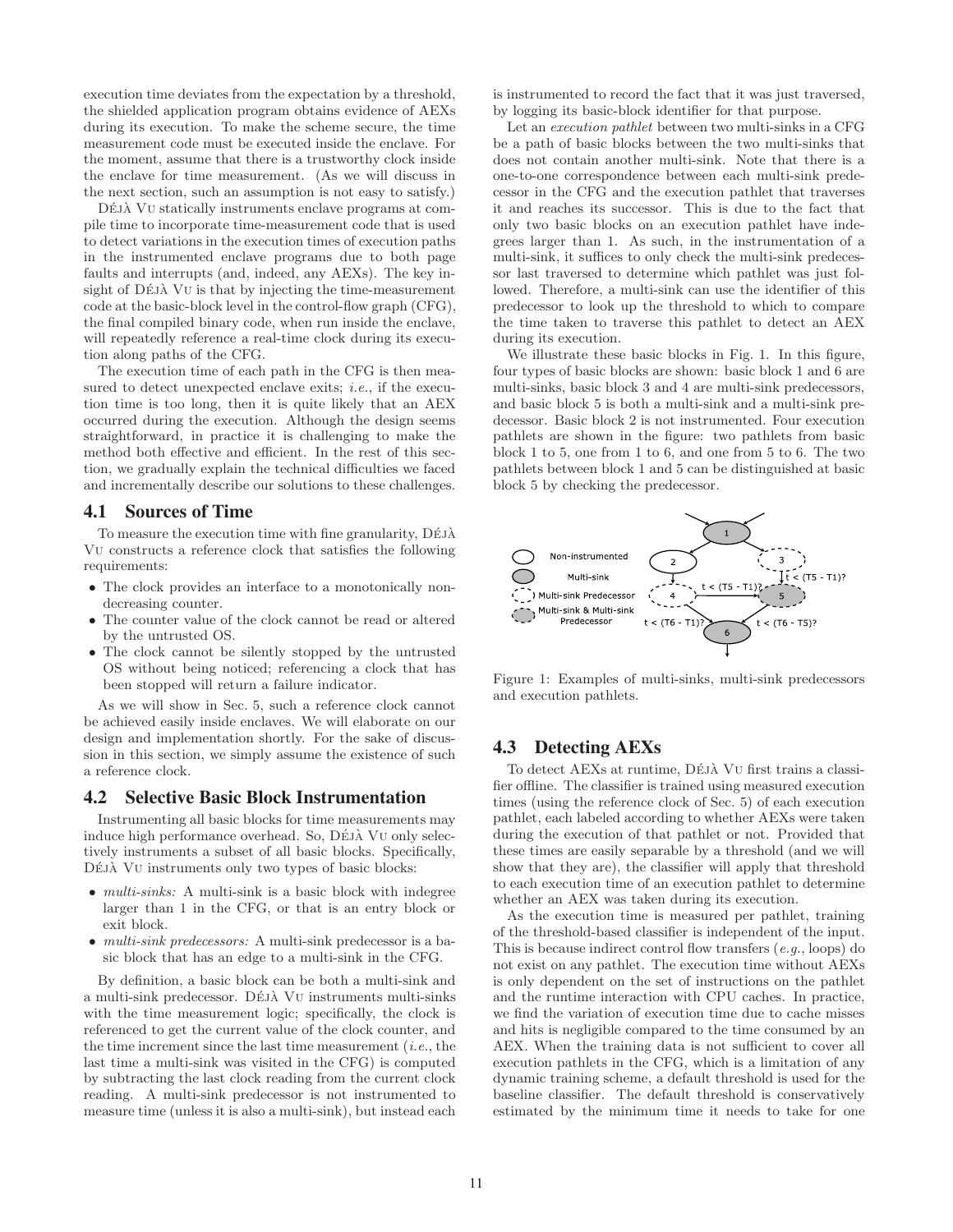execution time deviates from the expectation by a threshold, the shielded application program obtains evidence of AEXs during its execution. To make the scheme secure, the time measurement code must be executed inside the enclave. For the moment, assume that there is a trustworthy clock inside the enclave for time measurement. (As we will discuss in the next section, such an assumption is not easy to satisfy.)

Déjà Vu statically instruments enclave programs at compile time to incorporate time-measurement code that is used to detect variations in the execution times of execution paths in the instrumented enclave programs due to both page faults and interrupts (and, indeed, any AEXs). The key insight of Déjà Vu is that by injecting the time-measurement code at the basic-block level in the control-flow graph (CFG), the final compiled binary code, when run inside the enclave, will repeatedly reference a real-time clock during its execution along paths of the CFG.

The execution time of each path in the CFG is then measured to detect unexpected enclave exits; *i.e.*, if the execution time is too long, then it is quite likely that an AEX occurred during the execution. Although the design seems straightforward, in practice it is challenging to make the method both effective and efficient. In the rest of this section, we gradually explain the technical difficulties we faced and incrementally describe our solutions to these challenges.

## 4.1 Sources of Time

To measure the execution time with fine granularity, Déjà Vu constructs a reference clock that satisfies the following requirements:

- The clock provides an interface to a monotonically non-decreasing counter.
- The counter value of the clock cannot be read or altered by the untrusted OS.
- The clock cannot be silently stopped by the untrusted OS without being noticed; referencing a clock that has been stopped will return a failure indicator.

As we will show in Sec. 5, such a reference clock cannot be achieved easily inside enclaves. We will elaborate on our design and implementation shortly. For the sake of discussion in this section, we simply assume the existence of such a reference clock.

## 4.2 Selective Basic Block Instrumentation

Instrumenting all basic blocks for time measurements may induce high performance overhead. So, Déjà Vu only selectively instruments a subset of all basic blocks. Specifically, Déjà Vu instruments only two types of basic blocks:

- *multi-sinks:* A multi-sink is a basic block with indegree larger than 1 in the CFG, or that is an entry block or exit block.
- *multi-sink predecessors:* A multi-sink predecessor is a basic block that has an edge to a multi-sink in the CFG.

By definition, a basic block can be both a multi-sink and a multi-sink predecessor. Déjà Vu instruments multi-sinks with the time measurement logic; specifically, the clock is referenced to get the current value of the clock counter, and the time increment since the last time measurement (*i.e.*, the last time a multi-sink was visited in the CFG) is computed by subtracting the last clock reading from the current clock reading. A multi-sink predecessor is not instrumented to measure time (unless it is also a multi-sink), but instead each is instrumented to record the fact that it was just traversed, by logging its basic-block identifier for that purpose.

Let an *execution pathlet* between two multi-sinks in a CFG be a path of basic blocks between the two multi-sinks that does not contain another multi-sink. Note that there is a one-to-one correspondence between each multi-sink predecessor in the CFG and the execution pathlet that traverses it and reaches its successor. This is due to the fact that only two basic blocks on an execution pathlet have indegrees larger than 1. As such, in the instrumentation of a multi-sink, it suffices to only check the multi-sink predecessor last traversed to determine which pathlet was just followed. Therefore, a multi-sink can use the identifier of this predecessor to look up the threshold to which to compare the time taken to traverse this pathlet to detect an AEX during its execution.

We illustrate these basic blocks in Fig. 1. In this figure, four types of basic blocks are shown: basic block 1 and 6 are multi-sinks, basic block 3 and 4 are multi-sink predecessors, and basic block 5 is both a multi-sink and a multi-sink predecessor. Basic block 2 is not instrumented. Four execution pathlets are shown in the figure: two pathlets from basic block 1 to 5, one from 1 to 6, and one from 5 to 6. The two pathlets between block 1 and 5 can be distinguished at basic block 5 by checking the predecessor.

Non-instrumented
Multi-sink
Multi-sink Predecessor
Multi-sink & Multi-sink Predecessor
1
2
3
4
5
6
t < (T5 - T1)?
t < (T5 - T1)?
t < (T6 - T1)?
t < (T6 - T5)?

Figure 1: Examples of multi-sinks, multi-sink predecessors and execution pathlets.

## 4.3 Detecting AEXs

To detect AEXs at runtime, Déjà Vu first trains a classifier offline. The classifier is trained using measured execution times (using the reference clock of Sec. 5) of each execution pathlet, each labeled according to whether AEXs were taken during the execution of that pathlet or not. Provided that these times are easily separable by a threshold (and we will show that they are), the classifier will apply that threshold to each execution time of an execution pathlet to determine whether an AEX was taken during its execution.

As the execution time is measured per pathlet, training of the threshold-based classifier is independent of the input. This is because indirect control flow transfers (*e.g.*, loops) do not exist on any pathlet. The execution time without AEXs is only dependent on the set of instructions on the pathlet and the runtime interaction with CPU caches. In practice, we find the variation of execution time due to cache misses and hits is negligible compared to the time consumed by an AEX. When the training data is not sufficient to cover all execution pathlets in the CFG, which is a limitation of any dynamic training scheme, a default threshold is used for the baseline classifier. The default threshold is conservatively estimated by the minimum time it needs to take for one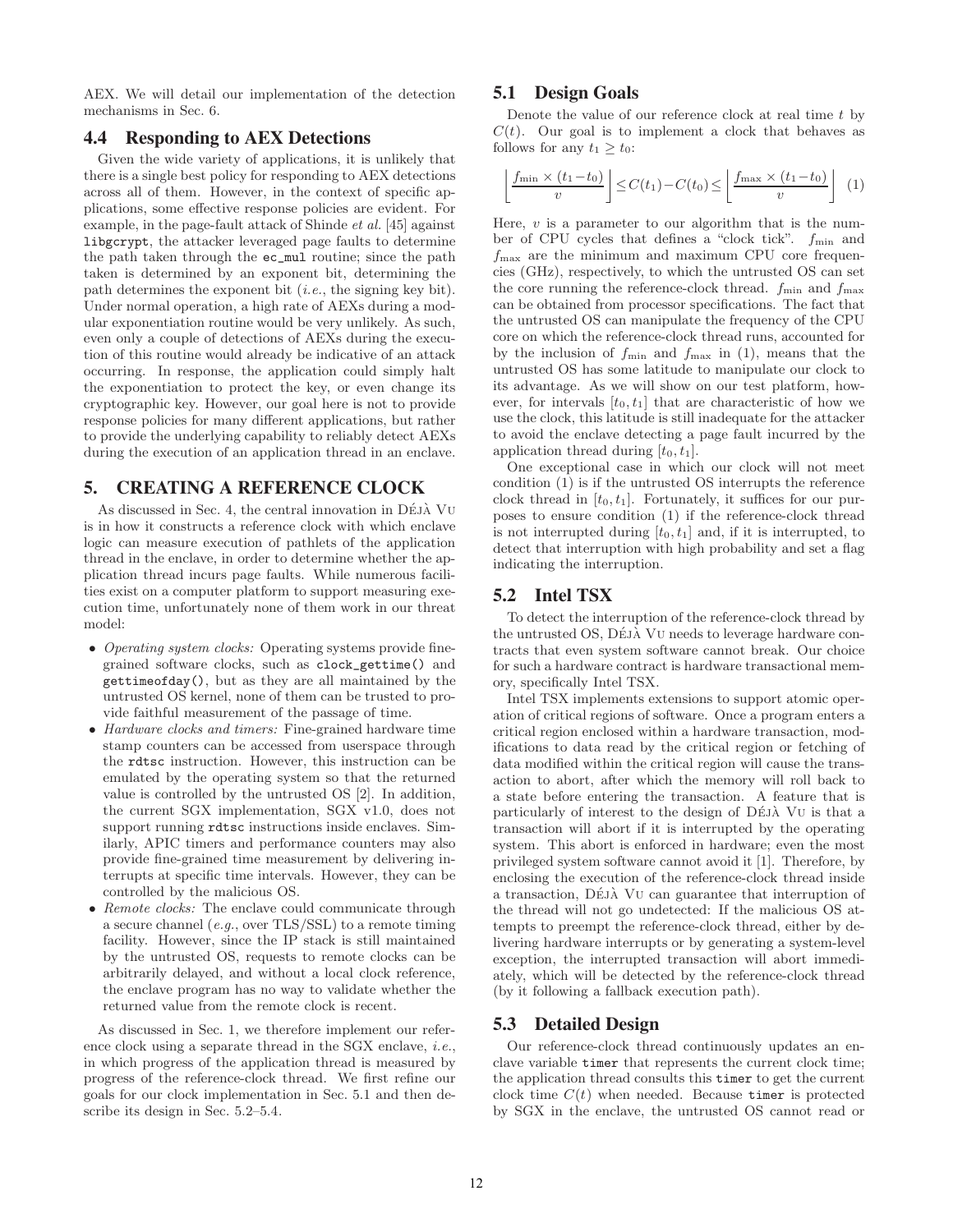AEX. We will detail our implementation of the detection mechanisms in Sec. 6.

### 4.4 Responding to AEX Detections

Given the wide variety of applications, it is unlikely that there is a single best policy for responding to AEX detections across all of them. However, in the context of specific applications, some effective response policies are evident. For example, in the page-fault attack of Shinde *et al.* [45] against `libgcrypt`, the attacker leveraged page faults to determine the path taken through the `ec_mul` routine; since the path taken is determined by an exponent bit, determining the path determines the exponent bit (*i.e.*, the signing key bit). Under normal operation, a high rate of AEXs during a modular exponentiation routine would be very unlikely. As such, even only a couple of detections of AEXs during the execution of this routine would already be indicative of an attack occurring. In response, the application could simply halt the exponentiation to protect the key, or even change its cryptographic key. However, our goal here is not to provide response policies for many different applications, but rather to provide the underlying capability to reliably detect AEXs during the execution of an application thread in an enclave.

## 5. CREATING A REFERENCE CLOCK

As discussed in Sec. 4, the central innovation in DÉJÀ VU is in how it constructs a reference clock with which enclave logic can measure execution of pathlets of the application thread in the enclave, in order to determine whether the application thread incurs page faults. While numerous facilities exist on a computer platform to support measuring execution time, unfortunately none of them work in our threat model:

- *Operating system clocks:* Operating systems provide fine-grained software clocks, such as `clock_gettime()` and `gettimeofday()`, but as they are all maintained by the untrusted OS kernel, none of them can be trusted to provide faithful measurement of the passage of time.
- *Hardware clocks and timers:* Fine-grained hardware time stamp counters can be accessed from userspace through the `rdtsc` instruction. However, this instruction can be emulated by the operating system so that the returned value is controlled by the untrusted OS [2]. In addition, the current SGX implementation, SGX v1.0, does not support running `rdtsc` instructions inside enclaves. Similarly, APIC timers and performance counters may also provide fine-grained time measurement by delivering interrupts at specific time intervals. However, they can be controlled by the malicious OS.
- *Remote clocks:* The enclave could communicate through a secure channel (*e.g.*, over TLS/SSL) to a remote timing facility. However, since the IP stack is still maintained by the untrusted OS, requests to remote clocks can be arbitrarily delayed, and without a local clock reference, the enclave program has no way to validate whether the returned value from the remote clock is recent.

As discussed in Sec. 1, we therefore implement our reference clock using a separate thread in the SGX enclave, *i.e.*, in which progress of the application thread is measured by progress of the reference-clock thread. We first refine our goals for our clock implementation in Sec. 5.1 and then describe its design in Sec. 5.2–5.4.

### 5.1 Design Goals

Denote the value of our reference clock at real time $t$ by $C(t)$. Our goal is to implement a clock that behaves as follows for any $t_1 \geq t_0$:

$$\left\lfloor \frac{f_{\min} \times (t_1 - t_0)}{v} \right\rfloor \leq C(t_1) - C(t_0) \leq \left\lfloor \frac{f_{\max} \times (t_1 - t_0)}{v} \right\rfloor \quad (1)$$

Here, $v$ is a parameter to our algorithm that is the number of CPU cycles that defines a "clock tick". $f_{\min}$ and $f_{\max}$ are the minimum and maximum CPU core frequencies (GHz), respectively, to which the untrusted OS can set the core running the reference-clock thread. $f_{\min}$ and $f_{\max}$ can be obtained from processor specifications. The fact that the untrusted OS can manipulate the frequency of the CPU core on which the reference-clock thread runs, accounted for by the inclusion of $f_{\min}$ and $f_{\max}$ in (1), means that the untrusted OS has some latitude to manipulate our clock to its advantage. As we will show on our test platform, however, for intervals $[t_0, t_1]$ that are characteristic of how we use the clock, this latitude is still inadequate for the attacker to avoid the enclave detecting a page fault incurred by the application thread during $[t_0, t_1]$.

One exceptional case in which our clock will not meet condition (1) is if the untrusted OS interrupts the reference clock thread in $[t_0, t_1]$. Fortunately, it suffices for our purposes to ensure condition (1) if the reference-clock thread is not interrupted during $[t_0, t_1]$ and, if it is interrupted, to detect that interruption with high probability and set a flag indicating the interruption.

### 5.2 Intel TSX

To detect the interruption of the reference-clock thread by the untrusted OS, DÉJÀ VU needs to leverage hardware contracts that even system software cannot break. Our choice for such a hardware contract is hardware transactional memory, specifically Intel TSX.

Intel TSX implements extensions to support atomic operation of critical regions of software. Once a program enters a critical region enclosed within a hardware transaction, modifications to data read by the critical region or fetching of data modified within the critical region will cause the transaction to abort, after which the memory will roll back to a state before entering the transaction. A feature that is particularly of interest to the design of DÉJÀ VU is that a transaction will abort if it is interrupted by the operating system. This abort is enforced in hardware; even the most privileged system software cannot avoid it [1]. Therefore, by enclosing the execution of the reference-clock thread inside a transaction, DÉJÀ VU can guarantee that interruption of the thread will not go undetected: If the malicious OS attempts to preempt the reference-clock thread, either by delivering hardware interrupts or by generating a system-level exception, the interrupted transaction will abort immediately, which will be detected by the reference-clock thread (by it following a fallback execution path).

### 5.3 Detailed Design

Our reference-clock thread continuously updates an enclave variable `timer` that represents the current clock time; the application thread consults this `timer` to get the current clock time $C(t)$ when needed. Because `timer` is protected by SGX in the enclave, the untrusted OS cannot read or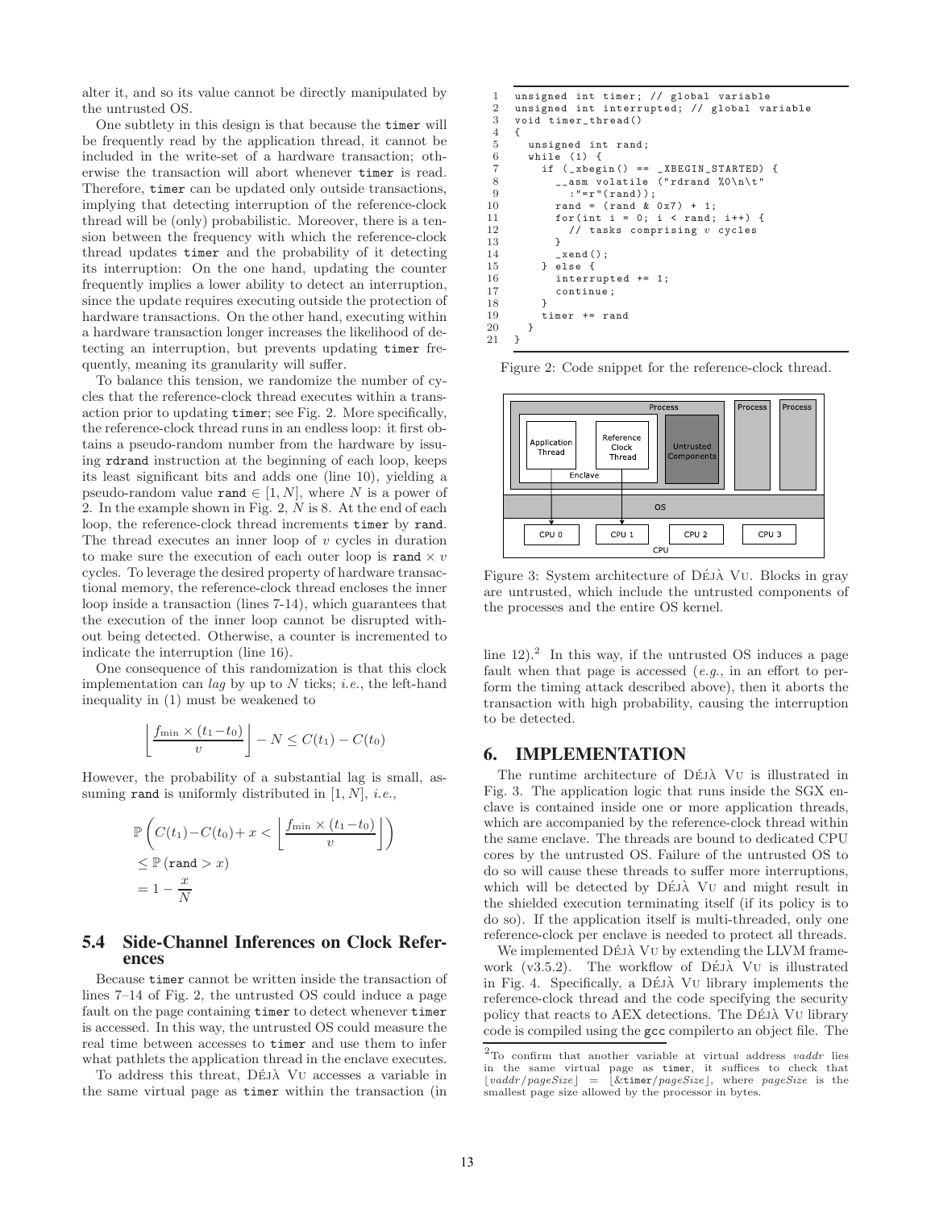alter it, and so its value cannot be directly manipulated by the untrusted OS.

One subtlety in this design is that because the timer will be frequently read by the application thread, it cannot be included in the write-set of a hardware transaction; otherwise the transaction will abort whenever timer is read. Therefore, timer can be updated only outside transactions, implying that detecting interruption of the reference-clock thread will be (only) probabilistic. Moreover, there is a tension between the frequency with which the reference-clock thread updates timer and the probability of it detecting its interruption: On the one hand, updating the counter frequently implies a lower ability to detect an interruption, since the update requires executing outside the protection of hardware transactions. On the other hand, executing within a hardware transaction longer increases the likelihood of detecting an interruption, but prevents updating timer frequently, meaning its granularity will suffer.

To balance this tension, we randomize the number of cycles that the reference-clock thread executes within a transaction prior to updating timer; see Fig. 2. More specifically, the reference-clock thread runs in an endless loop: it first obtains a pseudo-random number from the hardware by issuing rdrand instruction at the beginning of each loop, keeps its least significant bits and adds one (line 10), yielding a pseudo-random value $\texttt{rand} \in [1, N]$, where $N$ is a power of 2. In the example shown in Fig. 2, $N$ is 8. At the end of each loop, the reference-clock thread increments timer by rand. The thread executes an inner loop of $v$ cycles in duration to make sure the execution of each outer loop is $\texttt{rand} \times v$ cycles. To leverage the desired property of hardware transactional memory, the reference-clock thread encloses the inner loop inside a transaction (lines 7-14), which guarantees that the execution of the inner loop cannot be disrupted without being detected. Otherwise, a counter is incremented to indicate the interruption (line 16).

One consequence of this randomization is that this clock implementation can *lag* by up to $N$ ticks; *i.e.*, the left-hand inequality in (1) must be weakened to

$$\left\lfloor \frac{f_{\min} \times (t_1 - t_0)}{v} \right\rfloor - N \leq C(t_1) - C(t_0)$$

However, the probability of a substantial lag is small, assuming rand is uniformly distributed in $[1, N]$, *i.e.*,

$$\begin{aligned}
&\mathbb{P}\left( C(t_1) - C(t_0) + x < \left\lfloor \frac{f_{\min} \times (t_1 - t_0)}{v} \right\rfloor \right) \\
&\leq \mathbb{P}\left(\texttt{rand} > x\right) \\
&= 1 - \frac{x}{N}
\end{aligned}$$

### 5.4 Side-Channel Inferences on Clock References

Because timer cannot be written inside the transaction of lines 7–14 of Fig. 2, the untrusted OS could induce a page fault on the page containing timer to detect whenever timer is accessed. In this way, the untrusted OS could measure the real time between accesses to timer and use them to infer what pathlets the application thread in the enclave executes.

To address this threat, DÉJÀ VU accesses a variable in the same virtual page as timer within the transaction (in line 12).[2] In this way, if the untrusted OS induces a page fault when that page is accessed (*e.g.*, in an effort to perform the timing attack described above), then it aborts the transaction with high probability, causing the interruption to be detected.

```
1  unsigned int timer; // global variable
2  unsigned int interrupted; // global variable
3  void timer_thread()
4  {
5    unsigned int rand;
6    while (1) {
7      if (_xbegin() == _XBEGIN_STARTED) {
8        __asm volatile ("rdrand %0\n\t"
9          :"=r"(rand));
10       rand = (rand & 0x7) + 1;
11       for(int i = 0; i < rand; i++) {
12         // tasks comprising v cycles
13       }
14       _xend();
15     } else {
16       interrupted += 1;
17       continue;
18     }
19     timer += rand
20   }
21 }
```

Figure 2: Code snippet for the reference-clock thread.

Figure 3: System architecture of DÉJÀ VU. Blocks in gray are untrusted, which include the untrusted components of the processes and the entire OS kernel.

## 6. IMPLEMENTATION

The runtime architecture of DÉJÀ VU is illustrated in Fig. 3. The application logic that runs inside the SGX enclave is contained inside one or more application threads, which are accompanied by the reference-clock thread within the same enclave. The threads are bound to dedicated CPU cores by the untrusted OS. Failure of the untrusted OS to do so will cause these threads to suffer more interruptions, which will be detected by DÉJÀ VU and might result in the shielded execution terminating itself (if its policy is to do so). If the application itself is multi-threaded, only one reference-clock per enclave is needed to protect all threads.

We implemented DÉJÀ VU by extending the LLVM framework (v3.5.2). The workflow of DÉJÀ VU is illustrated in Fig. 4. Specifically, a DÉJÀ VU library implements the reference-clock thread and the code specifying the security policy that reacts to AEX detections. The DÉJÀ VU library code is compiled using the gcc compilerto an object file. The

[2] To confirm that another variable at virtual address *vaddr* lies in the same virtual page as timer, it suffices to check that $\lfloor vaddr/pageSize \rfloor = \lfloor \&\texttt{timer}/pageSize \rfloor$, where *pageSize* is the smallest page size allowed by the processor in bytes.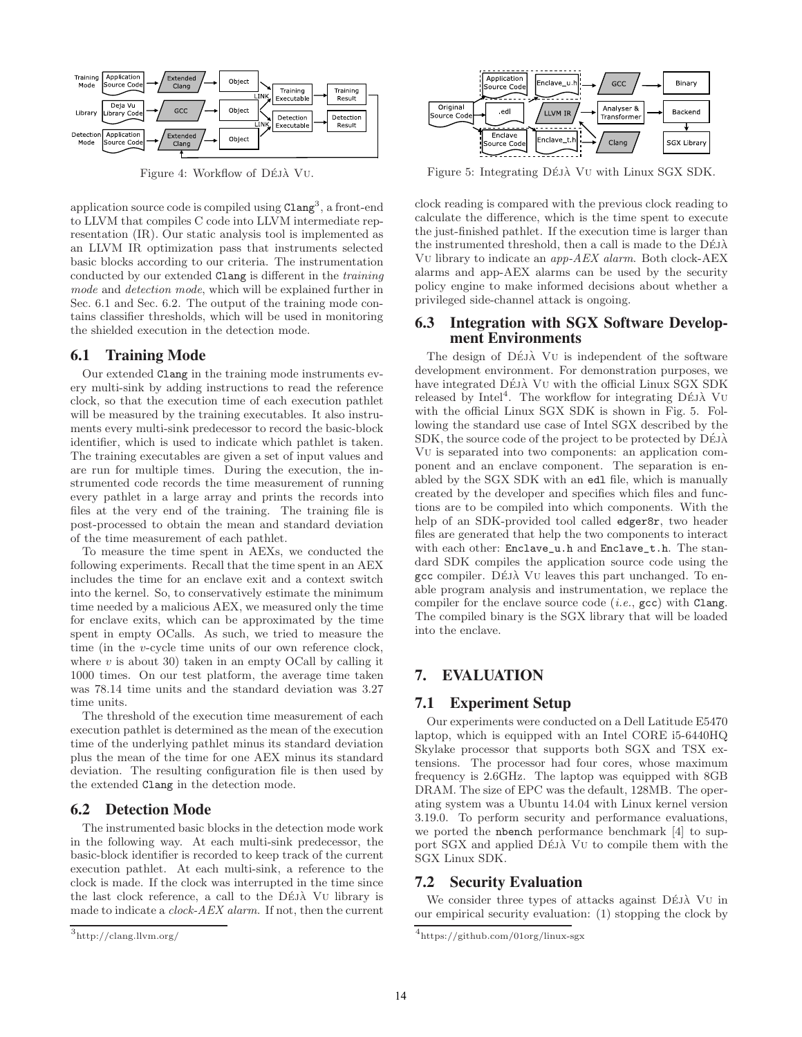Training Mode
Application Source Code
Extended Clang
Object
Library
Deja Vu Library Code
GCC
Object
LINK
Training Executable
Training Result
Detection Mode
Application Source Code
Extended Clang
Object
LINK
Detection Executable
Detection Result

Figure 4: Workflow of DÉJÀ VU.

Application Source Code
Enclave_u.h
GCC
Binary
Original Source Code
.edl
LLVM IR
Analyser & Transformer
Backend
Enclave Source Code
Enclave_t.h
Clang
SGX Library

Figure 5: Integrating DÉJÀ VU with Linux SGX SDK.

application source code is compiled using `Clang`[3], a front-end to LLVM that compiles C code into LLVM intermediate representation (IR). Our static analysis tool is implemented as an LLVM IR optimization pass that instruments selected basic blocks according to our criteria. The instrumentation conducted by our extended `Clang` is different in the *training mode* and *detection mode*, which will be explained further in Sec. 6.1 and Sec. 6.2. The output of the training mode contains classifier thresholds, which will be used in monitoring the shielded execution in the detection mode.

## 6.1 Training Mode

Our extended `Clang` in the training mode instruments every multi-sink by adding instructions to read the reference clock, so that the execution time of each execution pathlet will be measured by the training executables. It also instruments every multi-sink predecessor to record the basic-block identifier, which is used to indicate which pathlet is taken. The training executables are given a set of input values and are run for multiple times. During the execution, the instrumented code records the time measurement of running every pathlet in a large array and prints the records into files at the very end of the training. The training file is post-processed to obtain the mean and standard deviation of the time measurement of each pathlet.

To measure the time spent in AEXs, we conducted the following experiments. Recall that the time spent in an AEX includes the time for an enclave exit and a context switch into the kernel. So, to conservatively estimate the minimum time needed by a malicious AEX, we measured only the time for enclave exits, which can be approximated by the time spent in empty OCalls. As such, we tried to measure the time (in the $v$-cycle time units of our own reference clock, where $v$ is about 30) taken in an empty OCall by calling it 1000 times. On our test platform, the average time taken was 78.14 time units and the standard deviation was 3.27 time units.

The threshold of the execution time measurement of each execution pathlet is determined as the mean of the execution time of the underlying pathlet minus its standard deviation plus the mean of the time for one AEX minus its standard deviation. The resulting configuration file is then used by the extended `Clang` in the detection mode.

## 6.2 Detection Mode

The instrumented basic blocks in the detection mode work in the following way. At each multi-sink predecessor, the basic-block identifier is recorded to keep track of the current execution pathlet. At each multi-sink, a reference to the clock is made. If the clock was interrupted in the time since the last clock reference, a call to the DÉJÀ VU library is made to indicate a *clock-AEX alarm*. If not, then the current clock reading is compared with the previous clock reading to calculate the difference, which is the time spent to execute the just-finished pathlet. If the execution time is larger than the instrumented threshold, then a call is made to the DÉJÀ VU library to indicate an *app-AEX alarm*. Both clock-AEX alarms and app-AEX alarms can be used by the security policy engine to make informed decisions about whether a privileged side-channel attack is ongoing.

## 6.3 Integration with SGX Software Development Environments

The design of DÉJÀ VU is independent of the software development environment. For demonstration purposes, we have integrated DÉJÀ VU with the official Linux SGX SDK released by Intel[4]. The workflow for integrating DÉJÀ VU with the official Linux SGX SDK is shown in Fig. 5. Following the standard use case of Intel SGX described by the SDK, the source code of the project to be protected by DÉJÀ VU is separated into two components: an application component and an enclave component. The separation is enabled by the SGX SDK with an `edl` file, which is manually created by the developer and specifies which files and functions are to be compiled into which components. With the help of an SDK-provided tool called `edger8r`, two header files are generated that help the two components to interact with each other: `Enclave_u.h` and `Enclave_t.h`. The standard SDK compiles the application source code using the `gcc` compiler. DÉJÀ VU leaves this part unchanged. To enable program analysis and instrumentation, we replace the compiler for the enclave source code (*i.e.*, `gcc`) with `Clang`. The compiled binary is the SGX library that will be loaded into the enclave.

# 7. EVALUATION

## 7.1 Experiment Setup

Our experiments were conducted on a Dell Latitude E5470 laptop, which is equipped with an Intel CORE i5-6440HQ Skylake processor that supports both SGX and TSX extensions. The processor had four cores, whose maximum frequency is 2.6GHz. The laptop was equipped with 8GB DRAM. The size of EPC was the default, 128MB. The operating system was a Ubuntu 14.04 with Linux kernel version 3.19.0. To perform security and performance evaluations, we ported the `nbench` performance benchmark [4] to support SGX and applied DÉJÀ VU to compile them with the SGX Linux SDK.

## 7.2 Security Evaluation

We consider three types of attacks against DÉJÀ VU in our empirical security evaluation: (1) stopping the clock by

[3] http://clang.llvm.org/

[4] https://github.com/01org/linux-sgx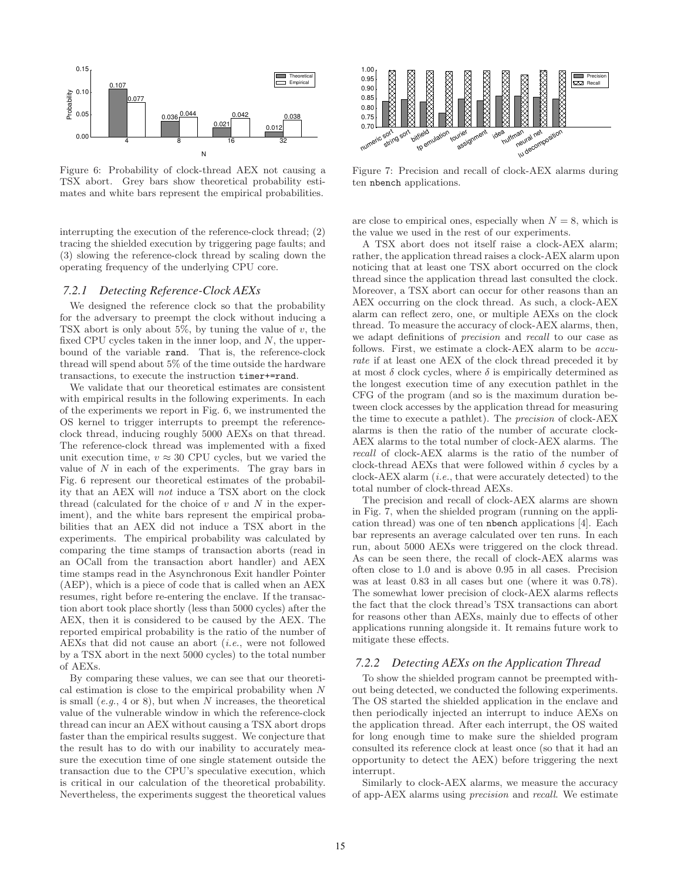Figure 6: Probability of clock-thread AEX not causing a TSX abort. Grey bars show theoretical probability estimates and white bars represent the empirical probabilities.

interrupting the execution of the reference-clock thread; (2) tracing the shielded execution by triggering page faults; and (3) slowing the reference-clock thread by scaling down the operating frequency of the underlying CPU core.

### 7.2.1 Detecting Reference-Clock AEXs

We designed the reference clock so that the probability for the adversary to preempt the clock without inducing a TSX abort is only about 5%, by tuning the value of $v$, the fixed CPU cycles taken in the inner loop, and $N$, the upper-bound of the variable `rand`. That is, the reference-clock thread will spend about 5% of the time outside the hardware transactions, to execute the instruction `timer+=rand`.

We validate that our theoretical estimates are consistent with empirical results in the following experiments. In each of the experiments we report in Fig. 6, we instrumented the OS kernel to trigger interrupts to preempt the reference-clock thread, inducing roughly 5000 AEXs on that thread. The reference-clock thread was implemented with a fixed unit execution time, $v \approx 30$ CPU cycles, but we varied the value of $N$ in each of the experiments. The gray bars in Fig. 6 represent our theoretical estimates of the probability that an AEX will *not* induce a TSX abort on the clock thread (calculated for the choice of $v$ and $N$ in the experiment), and the white bars represent the empirical probabilities that an AEX did not induce a TSX abort in the experiments. The empirical probability was calculated by comparing the time stamps of transaction aborts (read in an OCall from the transaction abort handler) and AEX time stamps read in the Asynchronous Exit handler Pointer (AEP), which is a piece of code that is called when an AEX resumes, right before re-entering the enclave. If the transaction abort took place shortly (less than 5000 cycles) after the AEX, then it is considered to be caused by the AEX. The reported empirical probability is the ratio of the number of AEXs that did not cause an abort (*i.e.*, were not followed by a TSX abort in the next 5000 cycles) to the total number of AEXs.

By comparing these values, we can see that our theoretical estimation is close to the empirical probability when $N$ is small (*e.g.*, 4 or 8), but when $N$ increases, the theoretical value of the vulnerable window in which the reference-clock thread can incur an AEX without causing a TSX abort drops faster than the empirical results suggest. We conjecture that the result has to do with our inability to accurately measure the execution time of one single statement outside the transaction due to the CPU's speculative execution, which is critical in our calculation of the theoretical probability. Nevertheless, the experiments suggest the theoretical values are close to empirical ones, especially when $N = 8$, which is the value we used in the rest of our experiments.

Figure 7: Precision and recall of clock-AEX alarms during ten `nbench` applications.

A TSX abort does not itself raise a clock-AEX alarm; rather, the application thread raises a clock-AEX alarm upon noticing that at least one TSX abort occurred on the clock thread since the application thread last consulted the clock. Moreover, a TSX abort can occur for other reasons than an AEX occurring on the clock thread. As such, a clock-AEX alarm can reflect zero, one, or multiple AEXs on the clock thread. To measure the accuracy of clock-AEX alarms, then, we adapt definitions of *precision* and *recall* to our case as follows. First, we estimate a clock-AEX alarm to be *accurate* if at least one AEX of the clock thread preceded it by at most $\delta$ clock cycles, where $\delta$ is empirically determined as the longest execution time of any execution pathlet in the CFG of the program (and so is the maximum duration between clock accesses by the application thread for measuring the time to execute a pathlet). The *precision* of clock-AEX alarms is then the ratio of the number of accurate clock-AEX alarms to the total number of clock-AEX alarms. The *recall* of clock-AEX alarms is the ratio of the number of clock-thread AEXs that were followed within $\delta$ cycles by a clock-AEX alarm (*i.e.*, that were accurately detected) to the total number of clock-thread AEXs.

The precision and recall of clock-AEX alarms are shown in Fig. 7, when the shielded program (running on the application thread) was one of ten `nbench` applications [4]. Each bar represents an average calculated over ten runs. In each run, about 5000 AEXs were triggered on the clock thread. As can be seen there, the recall of clock-AEX alarms was often close to 1.0 and is above 0.95 in all cases. Precision was at least 0.83 in all cases but one (where it was 0.78). The somewhat lower precision of clock-AEX alarms reflects the fact that the clock thread's TSX transactions can abort for reasons other than AEXs, mainly due to effects of other applications running alongside it. It remains future work to mitigate these effects.

### 7.2.2 Detecting AEXs on the Application Thread

To show the shielded program cannot be preempted without being detected, we conducted the following experiments. The OS started the shielded application in the enclave and then periodically injected an interrupt to induce AEXs on the application thread. After each interrupt, the OS waited for long enough time to make sure the shielded program consulted its reference clock at least once (so that it had an opportunity to detect the AEX) before triggering the next interrupt.

Similarly to clock-AEX alarms, we measure the accuracy of app-AEX alarms using *precision* and *recall*. We estimate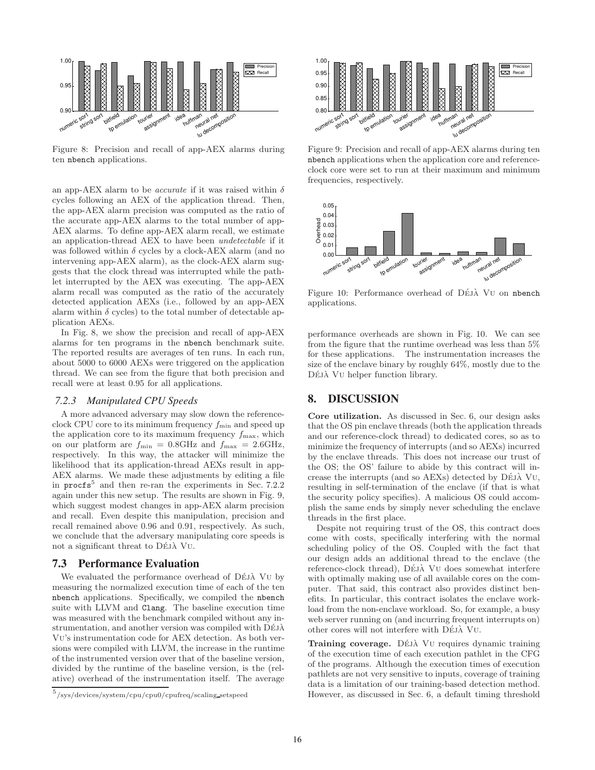Figure 8: Precision and recall of app-AEX alarms during ten nbench applications.

an app-AEX alarm to be *accurate* if it was raised within $\delta$ cycles following an AEX of the application thread. Then, the app-AEX alarm precision was computed as the ratio of the accurate app-AEX alarms to the total number of app-AEX alarms. To define app-AEX alarm recall, we estimate an application-thread AEX to have been *undetectable* if it was followed within $\delta$ cycles by a clock-AEX alarm (and no intervening app-AEX alarm), as the clock-AEX alarm suggests that the clock thread was interrupted while the pathlet interrupted by the AEX was executing. The app-AEX alarm recall was computed as the ratio of the accurately detected application AEXs (i.e., followed by an app-AEX alarm within $\delta$ cycles) to the total number of detectable application AEXs.

In Fig. 8, we show the precision and recall of app-AEX alarms for ten programs in the nbench benchmark suite. The reported results are averages of ten runs. In each run, about 5000 to 6000 AEXs were triggered on the application thread. We can see from the figure that both precision and recall were at least 0.95 for all applications.

### 7.2.3 Manipulated CPU Speeds

A more advanced adversary may slow down the reference-clock CPU core to its minimum frequency $f_{\min}$ and speed up the application core to its maximum frequency $f_{\max}$, which on our platform are $f_{\min} = 0.8$GHz and $f_{\max} = 2.6$GHz, respectively. In this way, the attacker will minimize the likelihood that its application-thread AEXs result in app-AEX alarms. We made these adjustments by editing a file in procfs[5] and then re-ran the experiments in Sec. 7.2.2 again under this new setup. The results are shown in Fig. 9, which suggest modest changes in app-AEX alarm precision and recall. Even despite this manipulation, precision and recall remained above 0.96 and 0.91, respectively. As such, we conclude that the adversary manipulating core speeds is not a significant threat to DÉJÀ VU.

## 7.3 Performance Evaluation

We evaluated the performance overhead of DÉJÀ VU by measuring the normalized execution time of each of the ten nbench applications. Specifically, we compiled the nbench suite with LLVM and Clang. The baseline execution time was measured with the benchmark compiled without any instrumentation, and another version was compiled with DÉJÀ VU's instrumentation code for AEX detection. As both versions were compiled with LLVM, the increase in the runtime of the instrumented version over that of the baseline version, divided by the runtime of the baseline version, is the (relative) overhead of the instrumentation itself. The average performance overheads are shown in Fig. 10. We can see from the figure that the runtime overhead was less than 5% for these applications. The instrumentation increases the size of the enclave binary by roughly 64%, mostly due to the DÉJÀ VU helper function library.

[5] /sys/devices/system/cpu/cpu0/cpufreq/scaling_setspeed

Figure 9: Precision and recall of app-AEX alarms during ten nbench applications when the application core and reference-clock core were set to run at their maximum and minimum frequencies, respectively.

Figure 10: Performance overhead of DÉJÀ VU on nbench applications.

## 8. DISCUSSION

**Core utilization.** As discussed in Sec. 6, our design asks that the OS pin enclave threads (both the application threads and our reference-clock thread) to dedicated cores, so as to minimize the frequency of interrupts (and so AEXs) incurred by the enclave threads. This does not increase our trust of the OS; the OS' failure to abide by this contract will increase the interrupts (and so AEXs) detected by DÉJÀ VU, resulting in self-termination of the enclave (if that is what the security policy specifies). A malicious OS could accomplish the same ends by simply never scheduling the enclave threads in the first place.

Despite not requiring trust of the OS, this contract does come with costs, specifically interfering with the normal scheduling policy of the OS. Coupled with the fact that our design adds an additional thread to the enclave (the reference-clock thread), DÉJÀ VU does somewhat interfere with optimally making use of all available cores on the computer. That said, this contract also provides distinct benefits. In particular, this contract isolates the enclave workload from the non-enclave workload. So, for example, a busy web server running on (and incurring frequent interrupts on) other cores will not interfere with DÉJÀ VU.

**Training coverage.** DÉJÀ VU requires dynamic training of the execution time of each execution pathlet in the CFG of the programs. Although the execution times of execution pathlets are not very sensitive to inputs, coverage of training data is a limitation of our training-based detection method. However, as discussed in Sec. 6, a default timing threshold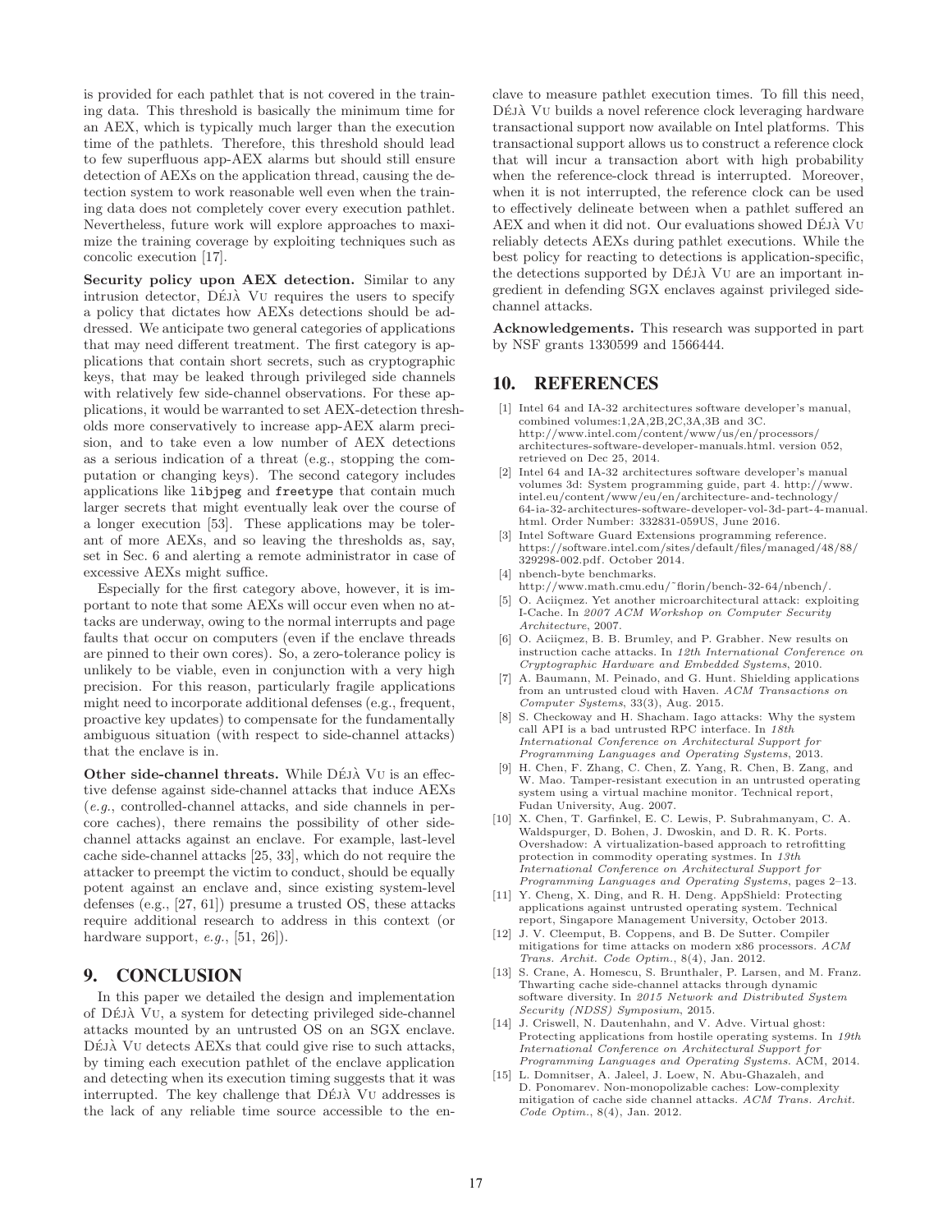is provided for each pathlet that is not covered in the training data. This threshold is basically the minimum time for an AEX, which is typically much larger than the execution time of the pathlets. Therefore, this threshold should lead to few superfluous app-AEX alarms but should still ensure detection of AEXs on the application thread, causing the detection system to work reasonable well even when the training data does not completely cover every execution pathlet. Nevertheless, future work will explore approaches to maximize the training coverage by exploiting techniques such as concolic execution [17].

**Security policy upon AEX detection.** Similar to any intrusion detector, DÉJÀ VU requires the users to specify a policy that dictates how AEXs detections should be addressed. We anticipate two general categories of applications that may need different treatment. The first category is applications that contain short secrets, such as cryptographic keys, that may be leaked through privileged side channels with relatively few side-channel observations. For these applications, it would be warranted to set AEX-detection thresholds more conservatively to increase app-AEX alarm precision, and to take even a low number of AEX detections as a serious indication of a threat (e.g., stopping the computation or changing keys). The second category includes applications like `libjpeg` and `freetype` that contain much larger secrets that might eventually leak over the course of a longer execution [53]. These applications may be tolerant of more AEXs, and so leaving the thresholds as, say, set in Sec. 6 and alerting a remote administrator in case of excessive AEXs might suffice.

Especially for the first category above, however, it is important to note that some AEXs will occur even when no attacks are underway, owing to the normal interrupts and page faults that occur on computers (even if the enclave threads are pinned to their own cores). So, a zero-tolerance policy is unlikely to be viable, even in conjunction with a very high precision. For this reason, particularly fragile applications might need to incorporate additional defenses (e.g., frequent, proactive key updates) to compensate for the fundamentally ambiguous situation (with respect to side-channel attacks) that the enclave is in.

**Other side-channel threats.** While DÉJÀ VU is an effective defense against side-channel attacks that induce AEXs (*e.g.*, controlled-channel attacks, and side channels in per-core caches), there remains the possibility of other side-channel attacks against an enclave. For example, last-level cache side-channel attacks [25, 33], which do not require the attacker to preempt the victim to conduct, should be equally potent against an enclave and, since existing system-level defenses (e.g., [27, 61]) presume a trusted OS, these attacks require additional research to address in this context (or hardware support, *e.g.*, [51, 26]).

## 9. CONCLUSION

In this paper we detailed the design and implementation of DÉJÀ VU, a system for detecting privileged side-channel attacks mounted by an untrusted OS on an SGX enclave. DÉJÀ VU detects AEXs that could give rise to such attacks, by timing each execution pathlet of the enclave application and detecting when its execution timing suggests that it was interrupted. The key challenge that DÉJÀ VU addresses is the lack of any reliable time source accessible to the enclave to measure pathlet execution times. To fill this need, DÉJÀ VU builds a novel reference clock leveraging hardware transactional support now available on Intel platforms. This transactional support allows us to construct a reference clock that will incur a transaction abort with high probability when the reference-clock thread is interrupted. Moreover, when it is not interrupted, the reference clock can be used to effectively delineate between when a pathlet suffered an AEX and when it did not. Our evaluations showed DÉJÀ VU reliably detects AEXs during pathlet executions. While the best policy for reacting to detections is application-specific, the detections supported by DÉJÀ VU are an important ingredient in defending SGX enclaves against privileged side-channel attacks.

**Acknowledgements.** This research was supported in part by NSF grants 1330599 and 1566444.

## 10. REFERENCES

[1] Intel 64 and IA-32 architectures software developer's manual, combined volumes:1,2A,2B,2C,3A,3B and 3C. http://www.intel.com/content/www/us/en/processors/architectures-software-developer-manuals.html. version 052, retrieved on Dec 25, 2014.

[2] Intel 64 and IA-32 architectures software developer's manual volumes 3d: System programming guide, part 4. http://www.intel.eu/content/www/eu/en/architecture-and-technology/64-ia-32-architectures-software-developer-vol-3d-part-4-manual.html. Order Number: 332831-059US, June 2016.

[3] Intel Software Guard Extensions programming reference. https://software.intel.com/sites/default/files/managed/48/88/329298-002.pdf. October 2014.

[4] nbench-byte benchmarks. http://www.math.cmu.edu/~florin/bench-32-64/nbench/.

[5] O. Aciiçmez. Yet another microarchitectural attack: exploiting I-Cache. In *2007 ACM Workshop on Computer Security Architecture*, 2007.

[6] O. Aciiçmez, B. B. Brumley, and P. Grabher. New results on instruction cache attacks. In *12th International Conference on Cryptographic Hardware and Embedded Systems*, 2010.

[7] A. Baumann, M. Peinado, and G. Hunt. Shielding applications from an untrusted cloud with Haven. *ACM Transactions on Computer Systems*, 33(3), Aug. 2015.

[8] S. Checkoway and H. Shacham. Iago attacks: Why the system call API is a bad untrusted RPC interface. In *18th International Conference on Architectural Support for Programming Languages and Operating Systems*, 2013.

[9] H. Chen, F. Zhang, C. Chen, Z. Yang, R. Chen, B. Zang, and W. Mao. Tamper-resistant execution in an untrusted operating system using a virtual machine monitor. Technical report, Fudan University, Aug. 2007.

[10] X. Chen, T. Garfinkel, E. C. Lewis, P. Subrahmanyam, C. A. Waldspurger, D. Bohen, J. Dwoskin, and D. R. K. Ports. Overshadow: A virtualization-based approach to retrofitting protection in commodity operating systmes. In *13th International Conference on Architectural Support for Programming Languages and Operating Systems*, pages 2–13.

[11] Y. Cheng, X. Ding, and R. H. Deng. AppShield: Protecting applications against untrusted operating system. Technical report, Singapore Management University, October 2013.

[12] J. V. Cleemput, B. Coppens, and B. De Sutter. Compiler mitigations for time attacks on modern x86 processors. *ACM Trans. Archit. Code Optim.*, 8(4), Jan. 2012.

[13] S. Crane, A. Homescu, S. Brunthaler, P. Larsen, and M. Franz. Thwarting cache side-channel attacks through dynamic software diversity. In *2015 Network and Distributed System Security (NDSS) Symposium*, 2015.

[14] J. Criswell, N. Dautenhahn, and V. Adve. Virtual ghost: Protecting applications from hostile operating systems. In *19th International Conference on Architectural Support for Programming Languages and Operating Systems*. ACM, 2014.

[15] L. Domnitser, A. Jaleel, J. Loew, N. Abu-Ghazaleh, and D. Ponomarev. Non-monopolizable caches: Low-complexity mitigation of cache side channel attacks. *ACM Trans. Archit. Code Optim.*, 8(4), Jan. 2012.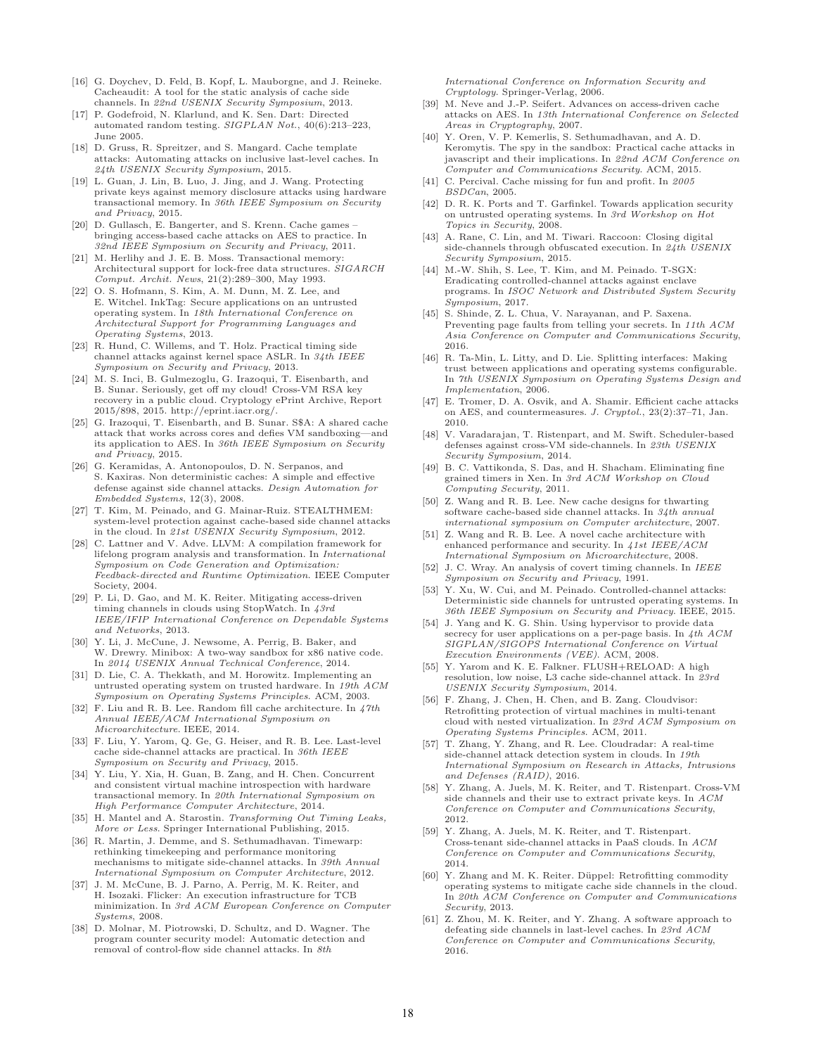[16] G. Doychev, D. Feld, B. Kopf, L. Mauborgne, and J. Reineke. Cacheaudit: A tool for the static analysis of cache side channels. In *22nd USENIX Security Symposium*, 2013.

[17] P. Godefroid, N. Klarlund, and K. Sen. Dart: Directed automated random testing. *SIGPLAN Not.*, 40(6):213–223, June 2005.

[18] D. Gruss, R. Spreitzer, and S. Mangard. Cache template attacks: Automating attacks on inclusive last-level caches. In *24th USENIX Security Symposium*, 2015.

[19] L. Guan, J. Lin, B. Luo, J. Jing, and J. Wang. Protecting private keys against memory disclosure attacks using hardware transactional memory. In *36th IEEE Symposium on Security and Privacy*, 2015.

[20] D. Gullasch, E. Bangerter, and S. Krenn. Cache games – bringing access-based cache attacks on AES to practice. In *32nd IEEE Symposium on Security and Privacy*, 2011.

[21] M. Herlihy and J. E. B. Moss. Transactional memory: Architectural support for lock-free data structures. *SIGARCH Comput. Archit. News*, 21(2):289–300, May 1993.

[22] O. S. Hofmann, S. Kim, A. M. Dunn, M. Z. Lee, and E. Witchel. InkTag: Secure applications on an untrusted operating system. In *18th International Conference on Architectural Support for Programming Languages and Operating Systems*, 2013.

[23] R. Hund, C. Willems, and T. Holz. Practical timing side channel attacks against kernel space ASLR. In *34th IEEE Symposium on Security and Privacy*, 2013.

[24] M. S. Inci, B. Gulmezoglu, G. Irazoqui, T. Eisenbarth, and B. Sunar. Seriously, get off my cloud! Cross-VM RSA key recovery in a public cloud. Cryptology ePrint Archive, Report 2015/898, 2015. http://eprint.iacr.org/.

[25] G. Irazoqui, T. Eisenbarth, and B. Sunar. S$A: A shared cache attack that works across cores and defies VM sandboxing—and its application to AES. In *36th IEEE Symposium on Security and Privacy*, 2015.

[26] G. Keramidas, A. Antonopoulos, D. N. Serpanos, and S. Kaxiras. Non deterministic caches: A simple and effective defense against side channel attacks. *Design Automation for Embedded Systems*, 12(3), 2008.

[27] T. Kim, M. Peinado, and G. Mainar-Ruiz. STEALTHMEM: system-level protection against cache-based side channel attacks in the cloud. In *21st USENIX Security Symposium*, 2012.

[28] C. Lattner and V. Adve. LLVM: A compilation framework for lifelong program analysis and transformation. In *International Symposium on Code Generation and Optimization: Feedback-directed and Runtime Optimization*. IEEE Computer Society, 2004.

[29] P. Li, D. Gao, and M. K. Reiter. Mitigating access-driven timing channels in clouds using StopWatch. In *43rd IEEE/IFIP International Conference on Dependable Systems and Networks*, 2013.

[30] Y. Li, J. McCune, J. Newsome, A. Perrig, B. Baker, and W. Drewry. Minibox: A two-way sandbox for x86 native code. In *2014 USENIX Annual Technical Conference*, 2014.

[31] D. Lie, C. A. Thekkath, and M. Horowitz. Implementing an untrusted operating system on trusted hardware. In *19th ACM Symposium on Operating Systems Principles*. ACM, 2003.

[32] F. Liu and R. B. Lee. Random fill cache architecture. In *47th Annual IEEE/ACM International Symposium on Microarchitecture*. IEEE, 2014.

[33] F. Liu, Y. Yarom, Q. Ge, G. Heiser, and R. B. Lee. Last-level cache side-channel attacks are practical. In *36th IEEE Symposium on Security and Privacy*, 2015.

[34] Y. Liu, Y. Xia, H. Guan, B. Zang, and H. Chen. Concurrent and consistent virtual machine introspection with hardware transactional memory. In *20th International Symposium on High Performance Computer Architecture*, 2014.

[35] H. Mantel and A. Starostin. *Transforming Out Timing Leaks, More or Less*. Springer International Publishing, 2015.

[36] R. Martin, J. Demme, and S. Sethumadhavan. Timewarp: rethinking timekeeping and performance monitoring mechanisms to mitigate side-channel attacks. In *39th Annual International Symposium on Computer Architecture*, 2012.

[37] J. M. McCune, B. J. Parno, A. Perrig, M. K. Reiter, and H. Isozaki. Flicker: An execution infrastructure for TCB minimization. In *3rd ACM European Conference on Computer Systems*, 2008.

[38] D. Molnar, M. Piotrowski, D. Schultz, and D. Wagner. The program counter security model: Automatic detection and removal of control-flow side channel attacks. In *8th International Conference on Information Security and Cryptology*. Springer-Verlag, 2006.

[39] M. Neve and J.-P. Seifert. Advances on access-driven cache attacks on AES. In *13th International Conference on Selected Areas in Cryptography*, 2007.

[40] Y. Oren, V. P. Kemerlis, S. Sethumadhavan, and A. D. Keromytis. The spy in the sandbox: Practical cache attacks in javascript and their implications. In *22nd ACM Conference on Computer and Communications Security*. ACM, 2015.

[41] C. Percival. Cache missing for fun and profit. In *2005 BSDCan*, 2005.

[42] D. R. K. Ports and T. Garfinkel. Towards application security on untrusted operating systems. In *3rd Workshop on Hot Topics in Security*, 2008.

[43] A. Rane, C. Lin, and M. Tiwari. Raccoon: Closing digital side-channels through obfuscated execution. In *24th USENIX Security Symposium*, 2015.

[44] M.-W. Shih, S. Lee, T. Kim, and M. Peinado. T-SGX: Eradicating controlled-channel attacks against enclave programs. In *ISOC Network and Distributed System Security Symposium*, 2017.

[45] S. Shinde, Z. L. Chua, V. Narayanan, and P. Saxena. Preventing page faults from telling your secrets. In *11th ACM Asia Conference on Computer and Communications Security*, 2016.

[46] R. Ta-Min, L. Litty, and D. Lie. Splitting interfaces: Making trust between applications and operating systems configurable. In *7th USENIX Symposium on Operating Systems Design and Implementation*, 2006.

[47] E. Tromer, D. A. Osvik, and A. Shamir. Efficient cache attacks on AES, and countermeasures. *J. Cryptol.*, 23(2):37–71, Jan. 2010.

[48] V. Varadarajan, T. Ristenpart, and M. Swift. Scheduler-based defenses against cross-VM side-channels. In *23th USENIX Security Symposium*, 2014.

[49] B. C. Vattikonda, S. Das, and H. Shacham. Eliminating fine grained timers in Xen. In *3rd ACM Workshop on Cloud Computing Security*, 2011.

[50] Z. Wang and R. B. Lee. New cache designs for thwarting software cache-based side channel attacks. In *34th annual international symposium on Computer architecture*, 2007.

[51] Z. Wang and R. B. Lee. A novel cache architecture with enhanced performance and security. In *41st IEEE/ACM International Symposium on Microarchitecture*, 2008.

[52] J. C. Wray. An analysis of covert timing channels. In *IEEE Symposium on Security and Privacy*, 1991.

[53] Y. Xu, W. Cui, and M. Peinado. Controlled-channel attacks: Deterministic side channels for untrusted operating systems. In *36th IEEE Symposium on Security and Privacy*. IEEE, 2015.

[54] J. Yang and K. G. Shin. Using hypervisor to provide data secrecy for user applications on a per-page basis. In *4th ACM SIGPLAN/SIGOPS International Conference on Virtual Execution Environments (VEE)*. ACM, 2008.

[55] Y. Yarom and K. E. Falkner. FLUSH+RELOAD: A high resolution, low noise, L3 cache side-channel attack. In *23rd USENIX Security Symposium*, 2014.

[56] F. Zhang, J. Chen, H. Chen, and B. Zang. Cloudvisor: Retrofitting protection of virtual machines in multi-tenant cloud with nested virtualization. In *23rd ACM Symposium on Operating Systems Principles*. ACM, 2011.

[57] T. Zhang, Y. Zhang, and R. Lee. Cloudradar: A real-time side-channel attack detection system in clouds. In *19th International Symposium on Research in Attacks, Intrusions and Defenses (RAID)*, 2016.

[58] Y. Zhang, A. Juels, M. K. Reiter, and T. Ristenpart. Cross-VM side channels and their use to extract private keys. In *ACM Conference on Computer and Communications Security*, 2012.

[59] Y. Zhang, A. Juels, M. K. Reiter, and T. Ristenpart. Cross-tenant side-channel attacks in PaaS clouds. In *ACM Conference on Computer and Communications Security*, 2014.

[60] Y. Zhang and M. K. Reiter. Düppel: Retrofitting commodity operating systems to mitigate cache side channels in the cloud. In *20th ACM Conference on Computer and Communications Security*, 2013.

[61] Z. Zhou, M. K. Reiter, and Y. Zhang. A software approach to defeating side channels in last-level caches. In *23rd ACM Conference on Computer and Communications Security*, 2016.